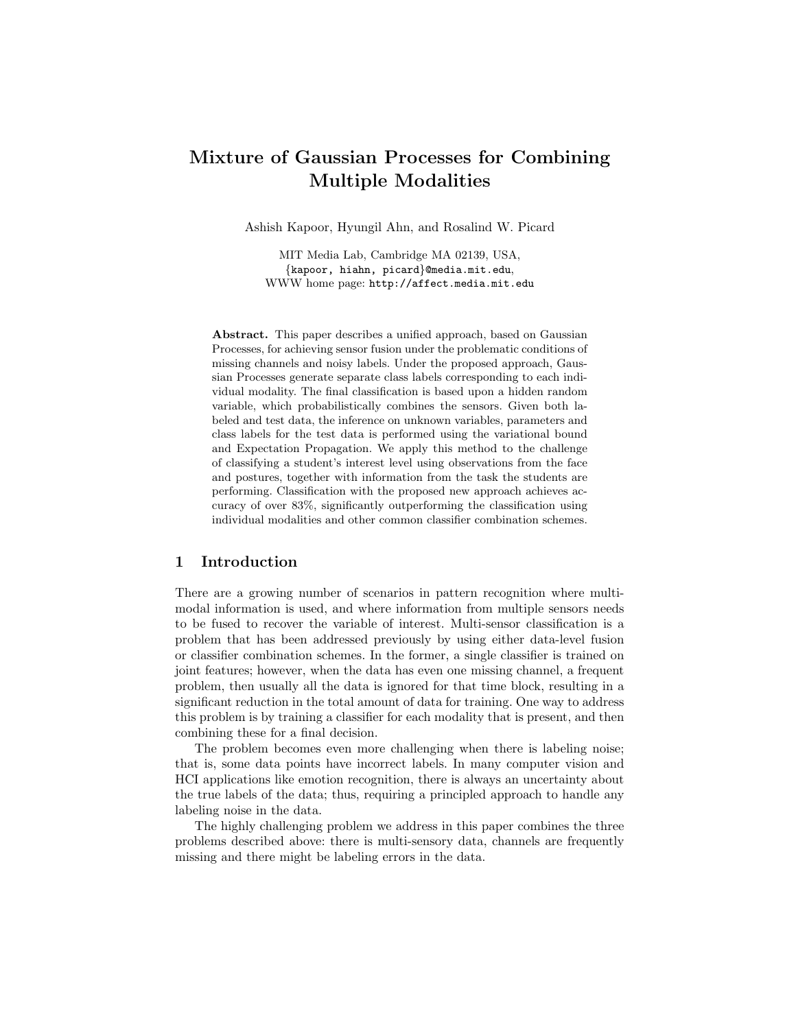# Mixture of Gaussian Processes for Combining Multiple Modalities

Ashish Kapoor, Hyungil Ahn, and Rosalind W. Picard

MIT Media Lab, Cambridge MA 02139, USA,
{kapoor, hiahn, picard}@media.mit.edu,
WWW home page: http://affect.media.mit.edu

**Abstract.** This paper describes a unified approach, based on Gaussian Processes, for achieving sensor fusion under the problematic conditions of missing channels and noisy labels. Under the proposed approach, Gaussian Processes generate separate class labels corresponding to each individual modality. The final classification is based upon a hidden random variable, which probabilistically combines the sensors. Given both labeled and test data, the inference on unknown variables, parameters and class labels for the test data is performed using the variational bound and Expectation Propagation. We apply this method to the challenge of classifying a student's interest level using observations from the face and postures, together with information from the task the students are performing. Classification with the proposed new approach achieves accuracy of over 83%, significantly outperforming the classification using individual modalities and other common classifier combination schemes.

## 1 Introduction

There are a growing number of scenarios in pattern recognition where multimodal information is used, and where information from multiple sensors needs to be fused to recover the variable of interest. Multi-sensor classification is a problem that has been addressed previously by using either data-level fusion or classifier combination schemes. In the former, a single classifier is trained on joint features; however, when the data has even one missing channel, a frequent problem, then usually all the data is ignored for that time block, resulting in a significant reduction in the total amount of data for training. One way to address this problem is by training a classifier for each modality that is present, and then combining these for a final decision.

The problem becomes even more challenging when there is labeling noise; that is, some data points have incorrect labels. In many computer vision and HCI applications like emotion recognition, there is always an uncertainty about the true labels of the data; thus, requiring a principled approach to handle any labeling noise in the data.

The highly challenging problem we address in this paper combines the three problems described above: there is multi-sensory data, channels are frequently missing and there might be labeling errors in the data.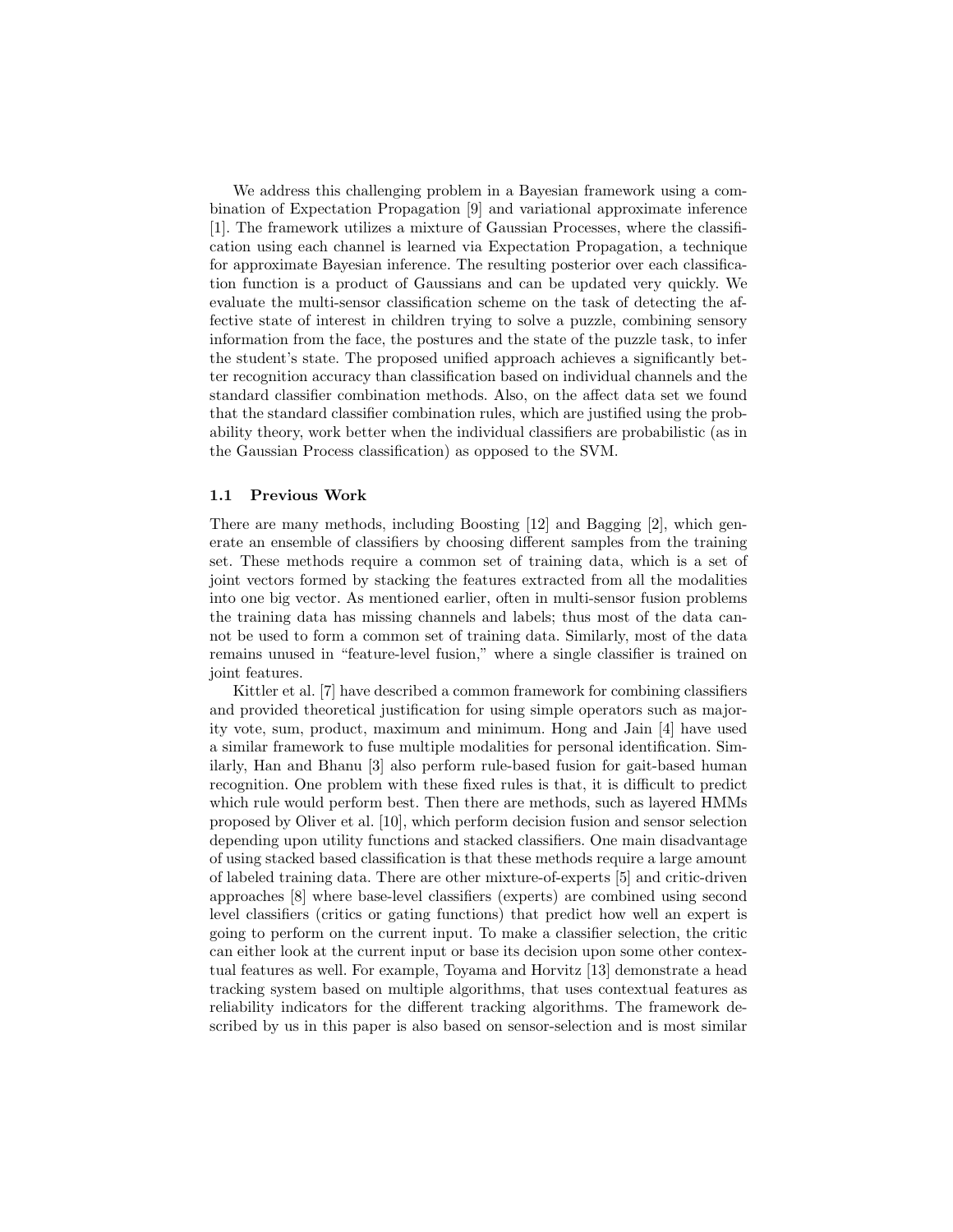We address this challenging problem in a Bayesian framework using a combination of Expectation Propagation [9] and variational approximate inference [1]. The framework utilizes a mixture of Gaussian Processes, where the classification using each channel is learned via Expectation Propagation, a technique for approximate Bayesian inference. The resulting posterior over each classification function is a product of Gaussians and can be updated very quickly. We evaluate the multi-sensor classification scheme on the task of detecting the affective state of interest in children trying to solve a puzzle, combining sensory information from the face, the postures and the state of the puzzle task, to infer the student's state. The proposed unified approach achieves a significantly better recognition accuracy than classification based on individual channels and the standard classifier combination methods. Also, on the affect data set we found that the standard classifier combination rules, which are justified using the probability theory, work better when the individual classifiers are probabilistic (as in the Gaussian Process classification) as opposed to the SVM.

### 1.1 Previous Work

There are many methods, including Boosting [12] and Bagging [2], which generate an ensemble of classifiers by choosing different samples from the training set. These methods require a common set of training data, which is a set of joint vectors formed by stacking the features extracted from all the modalities into one big vector. As mentioned earlier, often in multi-sensor fusion problems the training data has missing channels and labels; thus most of the data cannot be used to form a common set of training data. Similarly, most of the data remains unused in "feature-level fusion," where a single classifier is trained on joint features.

Kittler et al. [7] have described a common framework for combining classifiers and provided theoretical justification for using simple operators such as majority vote, sum, product, maximum and minimum. Hong and Jain [4] have used a similar framework to fuse multiple modalities for personal identification. Similarly, Han and Bhanu [3] also perform rule-based fusion for gait-based human recognition. One problem with these fixed rules is that, it is difficult to predict which rule would perform best. Then there are methods, such as layered HMMs proposed by Oliver et al. [10], which perform decision fusion and sensor selection depending upon utility functions and stacked classifiers. One main disadvantage of using stacked based classification is that these methods require a large amount of labeled training data. There are other mixture-of-experts [5] and critic-driven approaches [8] where base-level classifiers (experts) are combined using second level classifiers (critics or gating functions) that predict how well an expert is going to perform on the current input. To make a classifier selection, the critic can either look at the current input or base its decision upon some other contextual features as well. For example, Toyama and Horvitz [13] demonstrate a head tracking system based on multiple algorithms, that uses contextual features as reliability indicators for the different tracking algorithms. The framework described by us in this paper is also based on sensor-selection and is most similar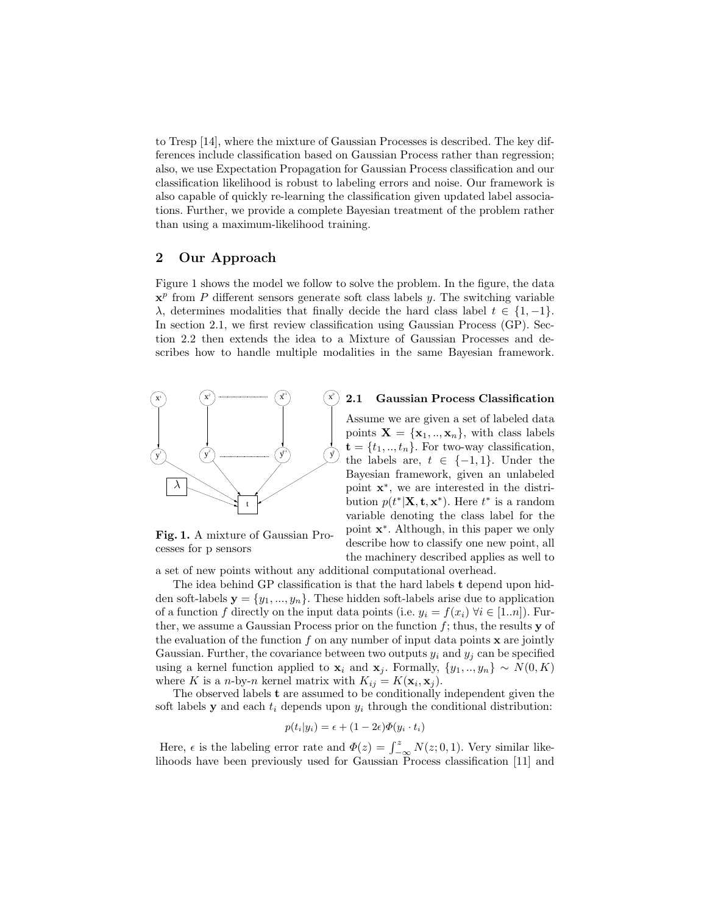to Tresp [14], where the mixture of Gaussian Processes is described. The key differences include classification based on Gaussian Process rather than regression; also, we use Expectation Propagation for Gaussian Process classification and our classification likelihood is robust to labeling errors and noise. Our framework is also capable of quickly re-learning the classification given updated label associations. Further, we provide a complete Bayesian treatment of the problem rather than using a maximum-likelihood training.

## 2 Our Approach

Figure 1 shows the model we follow to solve the problem. In the figure, the data $\mathbf{x}^p$ from $P$ different sensors generate soft class labels $y$. The switching variable $\lambda$, determines modalities that finally decide the hard class label $t \in \{1, -1\}$. In section 2.1, we first review classification using Gaussian Process (GP). Section 2.2 then extends the idea to a Mixture of Gaussian Processes and describes how to handle multiple modalities in the same Bayesian framework.

**Fig. 1.** A mixture of Gaussian Processes for p sensors

### 2.1 Gaussian Process Classification

Assume we are given a set of labeled data points $\mathbf{X} = \{\mathbf{x}_1, .., \mathbf{x}_n\}$, with class labels $\mathbf{t} = \{t_1, .., t_n\}$. For two-way classification, the labels are, $t \in \{-1, 1\}$. Under the Bayesian framework, given an unlabeled point $\mathbf{x}^*$, we are interested in the distribution $p(t^*|\mathbf{X}, \mathbf{t}, \mathbf{x}^*)$. Here $t^*$ is a random variable denoting the class label for the point $\mathbf{x}^*$. Although, in this paper we only describe how to classify one new point, all the machinery described applies as well to a set of new points without any additional computational overhead.

The idea behind GP classification is that the hard labels $\mathbf{t}$ depend upon hidden soft-labels $\mathbf{y} = \{y_1, ..., y_n\}$. These hidden soft-labels arise due to application of a function $f$ directly on the input data points (i.e. $y_i = f(x_i)\ \forall i \in [1..n]$). Further, we assume a Gaussian Process prior on the function $f$; thus, the results $\mathbf{y}$ of the evaluation of the function $f$ on any number of input data points $\mathbf{x}$ are jointly Gaussian. Further, the covariance between two outputs $y_i$ and $y_j$ can be specified using a kernel function applied to $\mathbf{x}_i$ and $\mathbf{x}_j$. Formally, $\{y_1, .., y_n\} \sim N(0, K)$ where $K$ is a $n$-by-$n$ kernel matrix with $K_{ij} = K(\mathbf{x}_i, \mathbf{x}_j)$.

The observed labels $\mathbf{t}$ are assumed to be conditionally independent given the soft labels $\mathbf{y}$ and each $t_i$ depends upon $y_i$ through the conditional distribution:

$$p(t_i|y_i) = \epsilon + (1 - 2\epsilon)\Phi(y_i \cdot t_i)$$

Here, $\epsilon$ is the labeling error rate and $\Phi(z) = \int_{-\infty}^{z} N(z; 0, 1)$. Very similar likelihoods have been previously used for Gaussian Process classification [11] and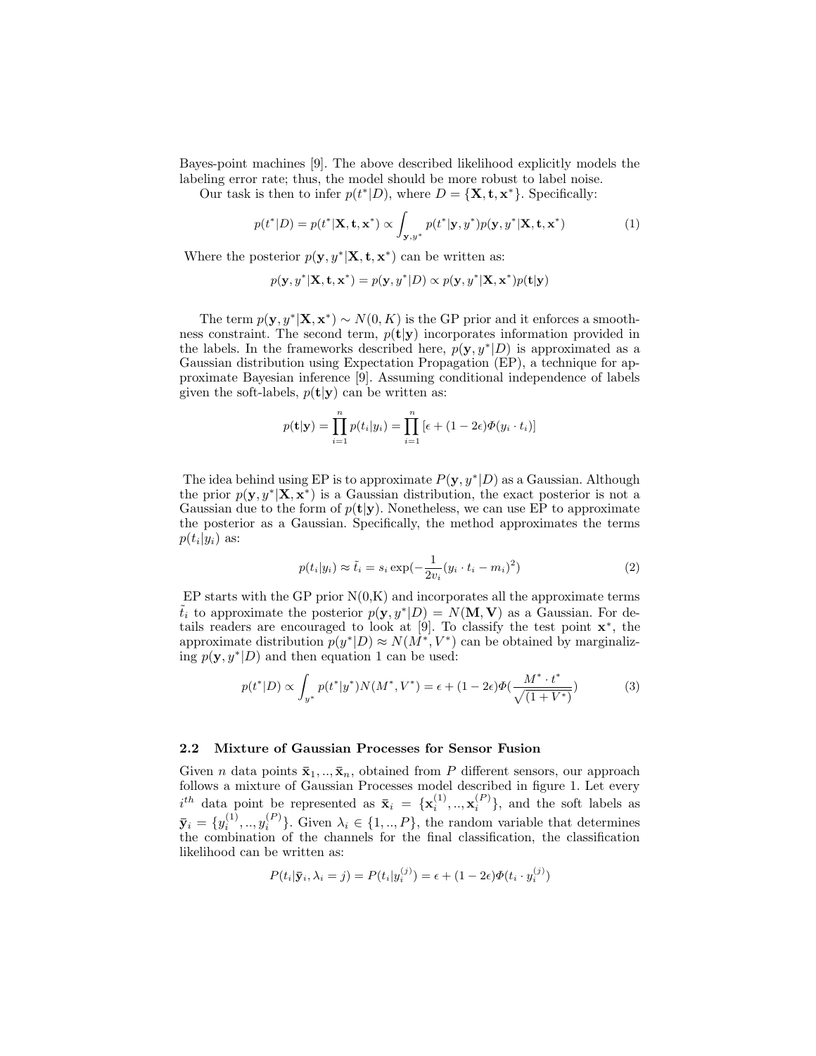Bayes-point machines [9]. The above described likelihood explicitly models the labeling error rate; thus, the model should be more robust to label noise.

Our task is then to infer $p(t^*|D)$, where $D = \{\mathbf{X}, \mathbf{t}, \mathbf{x}^*\}$. Specifically:

$$p(t^*|D) = p(t^*|\mathbf{X}, \mathbf{t}, \mathbf{x}^*) \propto \int_{\mathbf{y}, y^*} p(t^*|\mathbf{y}, y^*) p(\mathbf{y}, y^*|\mathbf{X}, \mathbf{t}, \mathbf{x}^*) \quad (1)$$

Where the posterior $p(\mathbf{y}, y^*|\mathbf{X}, \mathbf{t}, \mathbf{x}^*)$ can be written as:

$$p(\mathbf{y}, y^*|\mathbf{X}, \mathbf{t}, \mathbf{x}^*) = p(\mathbf{y}, y^*|D) \propto p(\mathbf{y}, y^*|\mathbf{X}, \mathbf{x}^*) p(\mathbf{t}|\mathbf{y})$$

The term $p(\mathbf{y}, y^*|\mathbf{X}, \mathbf{x}^*) \sim N(0, K)$ is the GP prior and it enforces a smoothness constraint. The second term, $p(\mathbf{t}|\mathbf{y})$ incorporates information provided in the labels. In the frameworks described here, $p(\mathbf{y}, y^*|D)$ is approximated as a Gaussian distribution using Expectation Propagation (EP), a technique for approximate Bayesian inference [9]. Assuming conditional independence of labels given the soft-labels, $p(\mathbf{t}|\mathbf{y})$ can be written as:

$$p(\mathbf{t}|\mathbf{y}) = \prod_{i=1}^{n} p(t_i|y_i) = \prod_{i=1}^{n} [\epsilon + (1 - 2\epsilon)\Phi(y_i \cdot t_i)]$$

The idea behind using EP is to approximate $P(\mathbf{y}, y^*|D)$ as a Gaussian. Although the prior $p(\mathbf{y}, y^*|\mathbf{X}, \mathbf{x}^*)$ is a Gaussian distribution, the exact posterior is not a Gaussian due to the form of $p(\mathbf{t}|\mathbf{y})$. Nonetheless, we can use EP to approximate the posterior as a Gaussian. Specifically, the method approximates the terms $p(t_i|y_i)$ as:

$$p(t_i|y_i) \approx \tilde{t}_i = s_i \exp(-\frac{1}{2v_i}(y_i \cdot t_i - m_i)^2) \quad (2)$$

EP starts with the GP prior N(0,K) and incorporates all the approximate terms $\tilde{t}_i$ to approximate the posterior $p(\mathbf{y}, y^*|D) = N(\mathbf{M}, \mathbf{V})$ as a Gaussian. For details readers are encouraged to look at [9]. To classify the test point $\mathbf{x}^*$, the approximate distribution $p(y^*|D) \approx N(M^*, V^*)$ can be obtained by marginalizing $p(\mathbf{y}, y^*|D)$ and then equation 1 can be used:

$$p(t^*|D) \propto \int_{y^*} p(t^*|y^*) N(M^*, V^*) = \epsilon + (1 - 2\epsilon)\Phi(\frac{M^* \cdot t^*}{\sqrt{(1 + V^*)}}) \quad (3)$$

### 2.2 Mixture of Gaussian Processes for Sensor Fusion

Given $n$ data points $\bar{\mathbf{x}}_1, .., \bar{\mathbf{x}}_n$, obtained from $P$ different sensors, our approach follows a mixture of Gaussian Processes model described in figure 1. Let every $i^{th}$ data point be represented as $\bar{\mathbf{x}}_i = \{\mathbf{x}_i^{(1)}, .., \mathbf{x}_i^{(P)}\}$, and the soft labels as $\bar{\mathbf{y}}_i = \{y_i^{(1)}, .., y_i^{(P)}\}$. Given $\lambda_i \in \{1, .., P\}$, the random variable that determines the combination of the channels for the final classification, the classification likelihood can be written as:

$$P(t_i|\bar{\mathbf{y}}_i, \lambda_i = j) = P(t_i|y_i^{(j)}) = \epsilon + (1 - 2\epsilon)\Phi(t_i \cdot y_i^{(j)})$$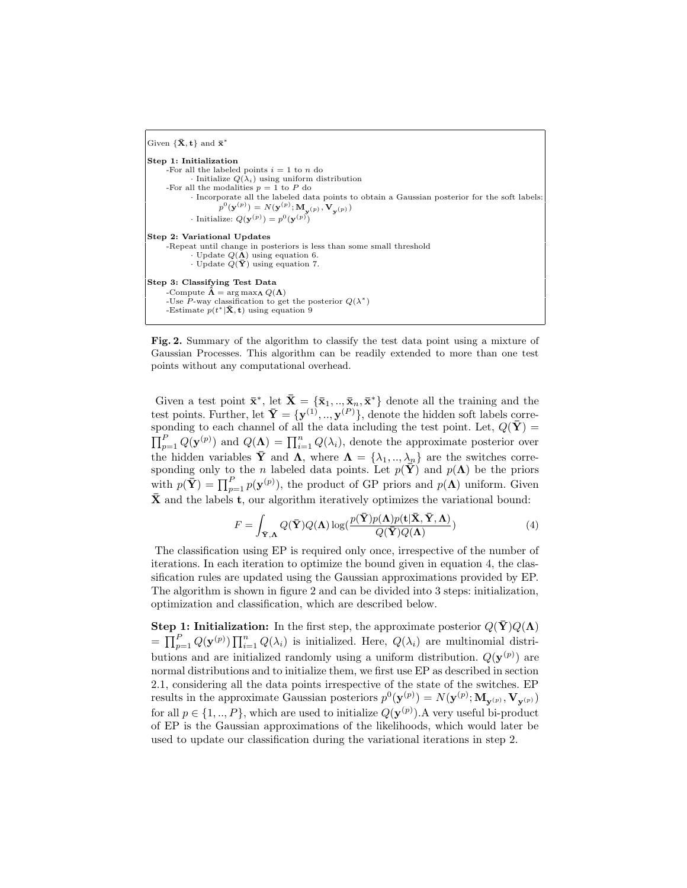Given $\{\bar{\mathbf{X}}, \mathbf{t}\}$ and $\bar{\mathbf{x}}^*$

**Step 1: Initialization**

- For all the labeled points $i = 1$ to $n$ do
  - · Initialize $Q(\lambda_i)$ using uniform distribution
- For all the modalities $p = 1$ to $P$ do
  - · Incorporate all the labeled data points to obtain a Gaussian posterior for the soft labels: $p^0(\mathbf{y}^{(p)}) = N(\mathbf{y}^{(p)}; \mathbf{M}_{\mathbf{y}^{(p)}}, \mathbf{V}_{\mathbf{y}^{(p)}})$
  - · Initialize: $Q(\mathbf{y}^{(p)}) = p^0(\mathbf{y}^{(p)})$

**Step 2: Variational Updates**

- Repeat until change in posteriors is less than some small threshold
  - · Update $Q(\mathbf{\Lambda})$ using equation 6.
  - · Update $Q(\bar{\mathbf{Y}})$ using equation 7.

**Step 3: Classifying Test Data**

- Compute $\hat{\mathbf{\Lambda}} = \arg\max_{\mathbf{\Lambda}} Q(\mathbf{\Lambda})$
- Use $P$-way classification to get the posterior $Q(\lambda^*)$
- Estimate $p(t^*|\bar{\mathbf{X}}, \mathbf{t})$ using equation 9

**Fig. 2.** Summary of the algorithm to classify the test data point using a mixture of Gaussian Processes. This algorithm can be readily extended to more than one test points without any computational overhead.

Given a test point $\bar{\mathbf{x}}^*$, let $\bar{\mathbf{X}} = \{\bar{\mathbf{x}}_1, .., \bar{\mathbf{x}}_n, \bar{\mathbf{x}}^*\}$ denote all the training and the test points. Further, let $\bar{\mathbf{Y}} = \{\mathbf{y}^{(1)}, .., \mathbf{y}^{(P)}\}$, denote the hidden soft labels corresponding to each channel of all the data including the test point. Let, $Q(\bar{\mathbf{Y}}) = \prod_{p=1}^{P} Q(\mathbf{y}^{(p)})$ and $Q(\mathbf{\Lambda}) = \prod_{i=1}^{n} Q(\lambda_i)$, denote the approximate posterior over the hidden variables $\bar{\mathbf{Y}}$ and $\mathbf{\Lambda}$, where $\mathbf{\Lambda} = \{\lambda_1, .., \lambda_n\}$ are the switches corresponding only to the $n$ labeled data points. Let $p(\bar{\mathbf{Y}})$ and $p(\mathbf{\Lambda})$ be the priors with $p(\bar{\mathbf{Y}}) = \prod_{p=1}^{P} p(\mathbf{y}^{(p)})$, the product of GP priors and $p(\mathbf{\Lambda})$ uniform. Given $\bar{\mathbf{X}}$ and the labels $\mathbf{t}$, our algorithm iteratively optimizes the variational bound:

$$F = \int_{\bar{\mathbf{Y}}, \mathbf{\Lambda}} Q(\bar{\mathbf{Y}}) Q(\mathbf{\Lambda}) \log\left(\frac{p(\bar{\mathbf{Y}}) p(\mathbf{\Lambda}) p(\mathbf{t}|\bar{\mathbf{X}}, \bar{\mathbf{Y}}, \mathbf{\Lambda})}{Q(\bar{\mathbf{Y}}) Q(\mathbf{\Lambda})}\right) \tag{4}$$

The classification using EP is required only once, irrespective of the number of iterations. In each iteration to optimize the bound given in equation 4, the classification rules are updated using the Gaussian approximations provided by EP. The algorithm is shown in figure 2 and can be divided into 3 steps: initialization, optimization and classification, which are described below.

**Step 1: Initialization:** In the first step, the approximate posterior $Q(\bar{\mathbf{Y}})Q(\mathbf{\Lambda}) = \prod_{p=1}^{P} Q(\mathbf{y}^{(p)}) \prod_{i=1}^{n} Q(\lambda_i)$ is initialized. Here, $Q(\lambda_i)$ are multinomial distributions and are initialized randomly using a uniform distribution. $Q(\mathbf{y}^{(p)})$ are normal distributions and to initialize them, we first use EP as described in section 2.1, considering all the data points irrespective of the state of the switches. EP results in the approximate Gaussian posteriors $p^0(\mathbf{y}^{(p)}) = N(\mathbf{y}^{(p)}; \mathbf{M}_{\mathbf{y}^{(p)}}, \mathbf{V}_{\mathbf{y}^{(p)}})$ for all $p \in \{1, .., P\}$, which are used to initialize $Q(\mathbf{y}^{(p)})$.A very useful bi-product of EP is the Gaussian approximations of the likelihoods, which would later be used to update our classification during the variational iterations in step 2.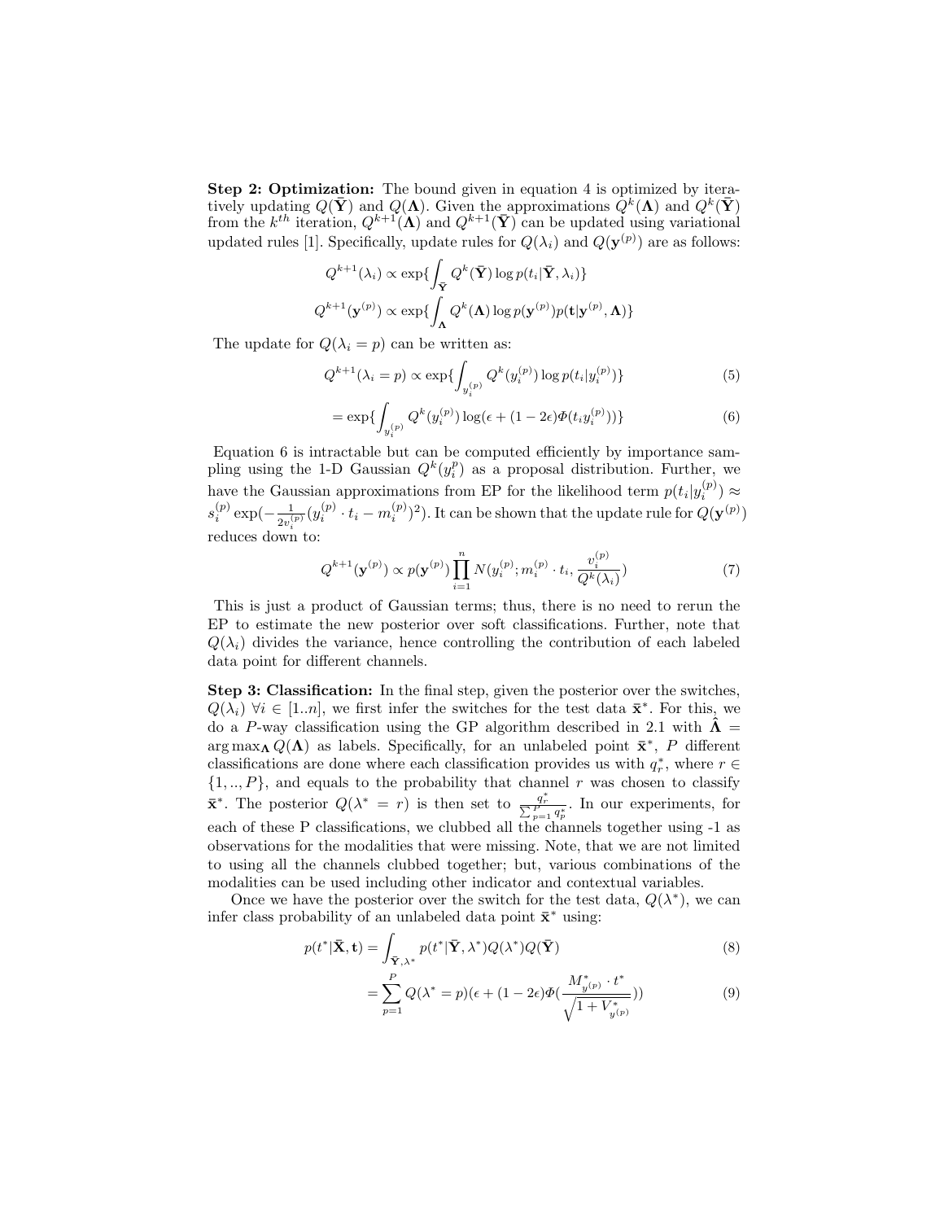**Step 2: Optimization:** The bound given in equation 4 is optimized by iteratively updating $Q(\bar{\mathbf{Y}})$ and $Q(\mathbf{\Lambda})$. Given the approximations $Q^k(\mathbf{\Lambda})$ and $Q^k(\bar{\mathbf{Y}})$ from the $k^{th}$ iteration, $Q^{k+1}(\mathbf{\Lambda})$ and $Q^{k+1}(\bar{\mathbf{Y}})$ can be updated using variational updated rules [1]. Specifically, update rules for $Q(\lambda_i)$ and $Q(\mathbf{y}^{(p)})$ are as follows:

$$Q^{k+1}(\lambda_i) \propto \exp\{\int_{\bar{\mathbf{Y}}} Q^k(\bar{\mathbf{Y}}) \log p(t_i|\bar{\mathbf{Y}}, \lambda_i)\}$$

$$Q^{k+1}(\mathbf{y}^{(p)}) \propto \exp\{\int_{\mathbf{\Lambda}} Q^k(\mathbf{\Lambda}) \log p(\mathbf{y}^{(p)}) p(\mathbf{t}|\mathbf{y}^{(p)}, \mathbf{\Lambda})\}$$

The update for $Q(\lambda_i = p)$ can be written as:

$$Q^{k+1}(\lambda_i = p) \propto \exp\{\int_{y_i^{(p)}} Q^k(y_i^{(p)}) \log p(t_i|y_i^{(p)})\} \tag{5}$$

$$= \exp\{\int_{y_i^{(p)}} Q^k(y_i^{(p)}) \log(\epsilon + (1-2\epsilon)\Phi(t_i y_i^{(p)}))\} \tag{6}$$

Equation 6 is intractable but can be computed efficiently by importance sampling using the 1-D Gaussian $Q^k(y_i^p)$ as a proposal distribution. Further, we have the Gaussian approximations from EP for the likelihood term $p(t_i|y_i^{(p)}) \approx s_i^{(p)} \exp(-\frac{1}{2v_i^{(p)}}(y_i^{(p)} \cdot t_i - m_i^{(p)})^2)$. It can be shown that the update rule for $Q(\mathbf{y}^{(p)})$ reduces down to:

$$Q^{k+1}(\mathbf{y}^{(p)}) \propto p(\mathbf{y}^{(p)}) \prod_{i=1}^{n} N(y_i^{(p)}; m_i^{(p)} \cdot t_i, \frac{v_i^{(p)}}{Q^k(\lambda_i)}) \tag{7}$$

This is just a product of Gaussian terms; thus, there is no need to rerun the EP to estimate the new posterior over soft classifications. Further, note that $Q(\lambda_i)$ divides the variance, hence controlling the contribution of each labeled data point for different channels.

**Step 3: Classification:** In the final step, given the posterior over the switches, $Q(\lambda_i)\ \forall i \in [1..n]$, we first infer the switches for the test data $\bar{\mathbf{x}}^*$. For this, we do a $P$-way classification using the GP algorithm described in 2.1 with $\hat{\mathbf{\Lambda}} = \arg\max_{\mathbf{\Lambda}} Q(\mathbf{\Lambda})$ as labels. Specifically, for an unlabeled point $\bar{\mathbf{x}}^*$, $P$ different classifications are done where each classification provides us with $q_r^*$, where $r \in \{1, .., P\}$, and equals to the probability that channel $r$ was chosen to classify $\bar{\mathbf{x}}^*$. The posterior $Q(\lambda^* = r)$ is then set to $\frac{q_r^*}{\sum_{p=1}^{P} q_p^*}$. In our experiments, for each of these P classifications, we clubbed all the channels together using -1 as observations for the modalities that were missing. Note, that we are not limited to using all the channels clubbed together; but, various combinations of the modalities can be used including other indicator and contextual variables.

Once we have the posterior over the switch for the test data, $Q(\lambda^*)$, we can infer class probability of an unlabeled data point $\bar{\mathbf{x}}^*$ using:

$$p(t^*|\bar{\mathbf{X}}, \mathbf{t}) = \int_{\bar{\mathbf{Y}}, \lambda^*} p(t^*|\bar{\mathbf{Y}}, \lambda^*) Q(\lambda^*) Q(\bar{\mathbf{Y}}) \tag{8}$$

$$= \sum_{p=1}^{P} Q(\lambda^* = p)(\epsilon + (1-2\epsilon)\Phi(\frac{M_{y^{(p)}}^* \cdot t^*}{\sqrt{1 + V_{y^{(p)}}^*}})) \tag{9}$$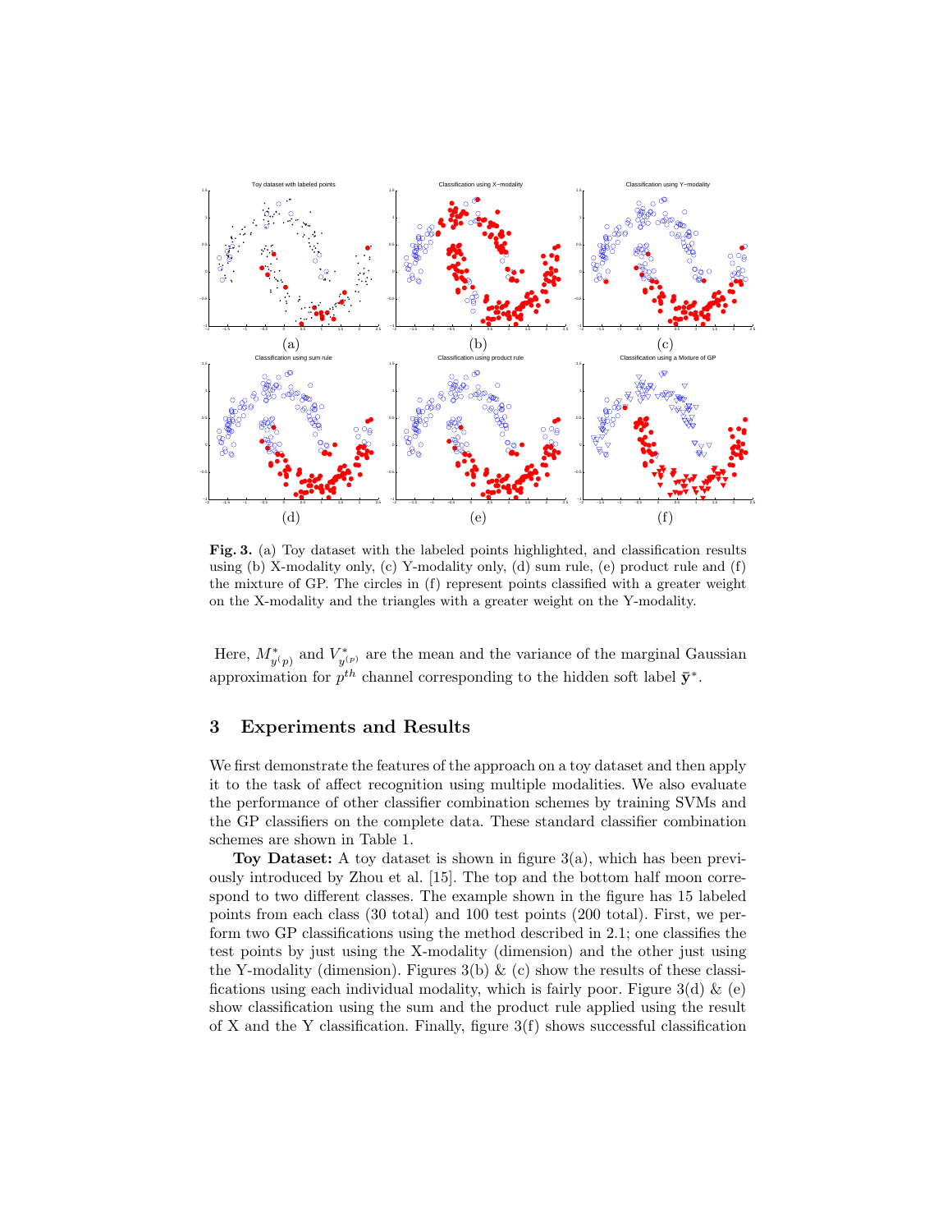Toy dataset with labeled points

(a)

Classification using X−modality

(b)

Classification using Y−modality

(c)

Classification using sum rule

(d)

Classification using product rule

(e)

Classification using a Mixture of GP

(f)

**Fig. 3.** (a) Toy dataset with the labeled points highlighted, and classification results using (b) X-modality only, (c) Y-modality only, (d) sum rule, (e) product rule and (f) the mixture of GP. The circles in (f) represent points classified with a greater weight on the X-modality and the triangles with a greater weight on the Y-modality.

Here, $M^*_{y^{(p)}}$ and $V^*_{y^{(p)}}$ are the mean and the variance of the marginal Gaussian approximation for $p^{th}$ channel corresponding to the hidden soft label $\bar{\mathbf{y}}^*$.

## 3 Experiments and Results

We first demonstrate the features of the approach on a toy dataset and then apply it to the task of affect recognition using multiple modalities. We also evaluate the performance of other classifier combination schemes by training SVMs and the GP classifiers on the complete data. These standard classifier combination schemes are shown in Table 1.

**Toy Dataset:** A toy dataset is shown in figure 3(a), which has been previously introduced by Zhou et al. [15]. The top and the bottom half moon correspond to two different classes. The example shown in the figure has 15 labeled points from each class (30 total) and 100 test points (200 total). First, we perform two GP classifications using the method described in 2.1; one classifies the test points by just using the X-modality (dimension) and the other just using the Y-modality (dimension). Figures 3(b) & (c) show the results of these classifications using each individual modality, which is fairly poor. Figure 3(d) & (e) show classification using the sum and the product rule applied using the result of X and the Y classification. Finally, figure 3(f) shows successful classification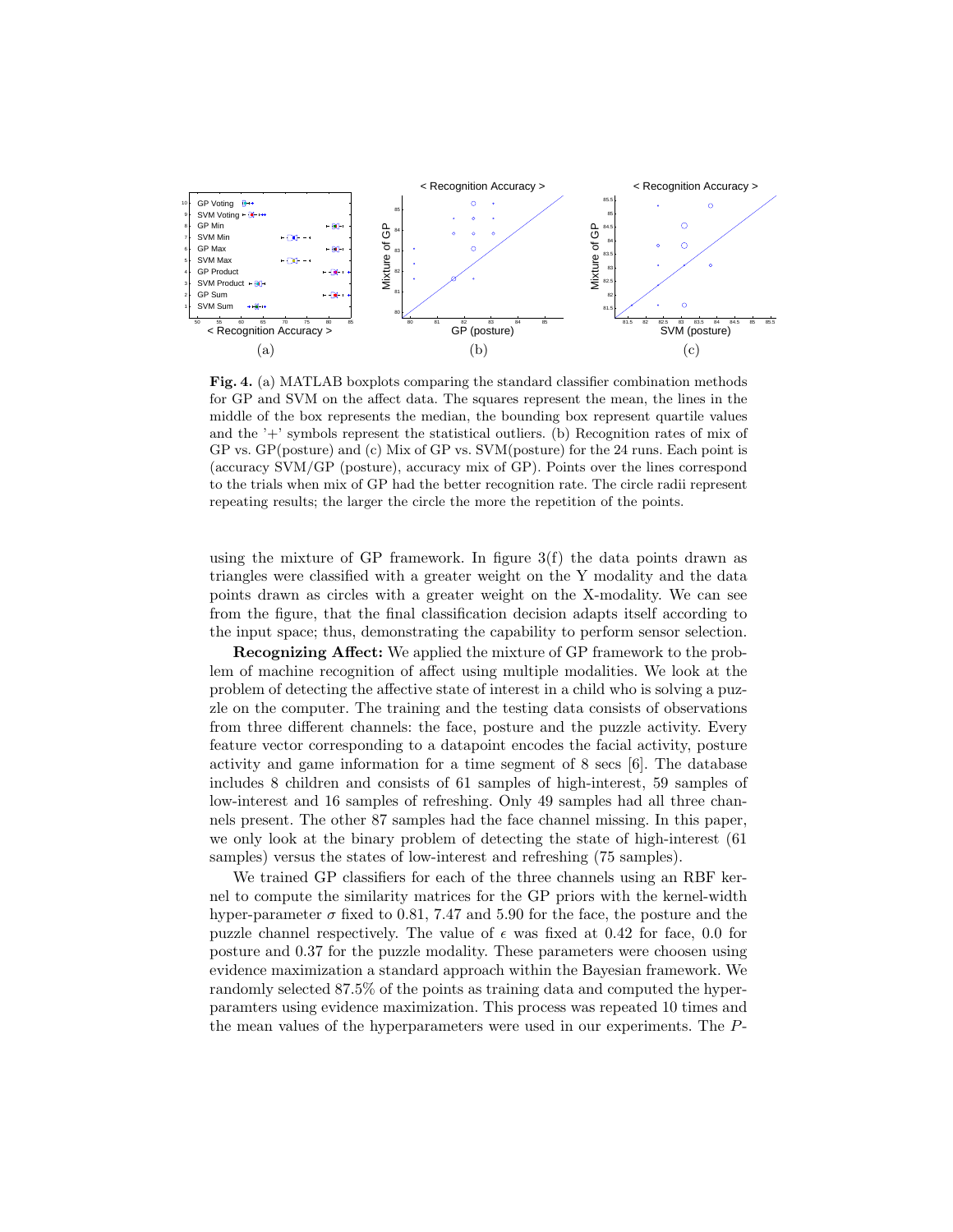< Recognition Accuracy >

10 GP Voting
9 SVM Voting
8 GP Min
7 SVM Min
6 GP Max
5 SVM Max
4 GP Product
3 SVM Product
2 GP Sum
1 SVM Sum

50 55 60 65 70 75 80 85

< Recognition Accuracy >

(a)

< Recognition Accuracy >

Mixture of GP

80 81 82 83 84 85

GP (posture)

(b)

< Recognition Accuracy >

Mixture of GP

81.5 82 82.5 83 83.5 84 84.5 85 85.5

SVM (posture)

(c)

**Fig. 4.** (a) MATLAB boxplots comparing the standard classifier combination methods for GP and SVM on the affect data. The squares represent the mean, the lines in the middle of the box represents the median, the bounding box represent quartile values and the '+' symbols represent the statistical outliers. (b) Recognition rates of mix of GP vs. GP(posture) and (c) Mix of GP vs. SVM(posture) for the 24 runs. Each point is (accuracy SVM/GP (posture), accuracy mix of GP). Points over the lines correspond to the trials when mix of GP had the better recognition rate. The circle radii represent repeating results; the larger the circle the more the repetition of the points.

using the mixture of GP framework. In figure 3(f) the data points drawn as triangles were classified with a greater weight on the Y modality and the data points drawn as circles with a greater weight on the X-modality. We can see from the figure, that the final classification decision adapts itself according to the input space; thus, demonstrating the capability to perform sensor selection.

**Recognizing Affect:** We applied the mixture of GP framework to the problem of machine recognition of affect using multiple modalities. We look at the problem of detecting the affective state of interest in a child who is solving a puzzle on the computer. The training and the testing data consists of observations from three different channels: the face, posture and the puzzle activity. Every feature vector corresponding to a datapoint encodes the facial activity, posture activity and game information for a time segment of 8 secs [6]. The database includes 8 children and consists of 61 samples of high-interest, 59 samples of low-interest and 16 samples of refreshing. Only 49 samples had all three channels present. The other 87 samples had the face channel missing. In this paper, we only look at the binary problem of detecting the state of high-interest (61 samples) versus the states of low-interest and refreshing (75 samples).

We trained GP classifiers for each of the three channels using an RBF kernel to compute the similarity matrices for the GP priors with the kernel-width hyper-parameter $\sigma$ fixed to 0.81, 7.47 and 5.90 for the face, the posture and the puzzle channel respectively. The value of $\epsilon$ was fixed at 0.42 for face, 0.0 for posture and 0.37 for the puzzle modality. These parameters were choosen using evidence maximization a standard approach within the Bayesian framework. We randomly selected 87.5% of the points as training data and computed the hyperparamters using evidence maximization. This process was repeated 10 times and the mean values of the hyperparameters were used in our experiments. The $P$-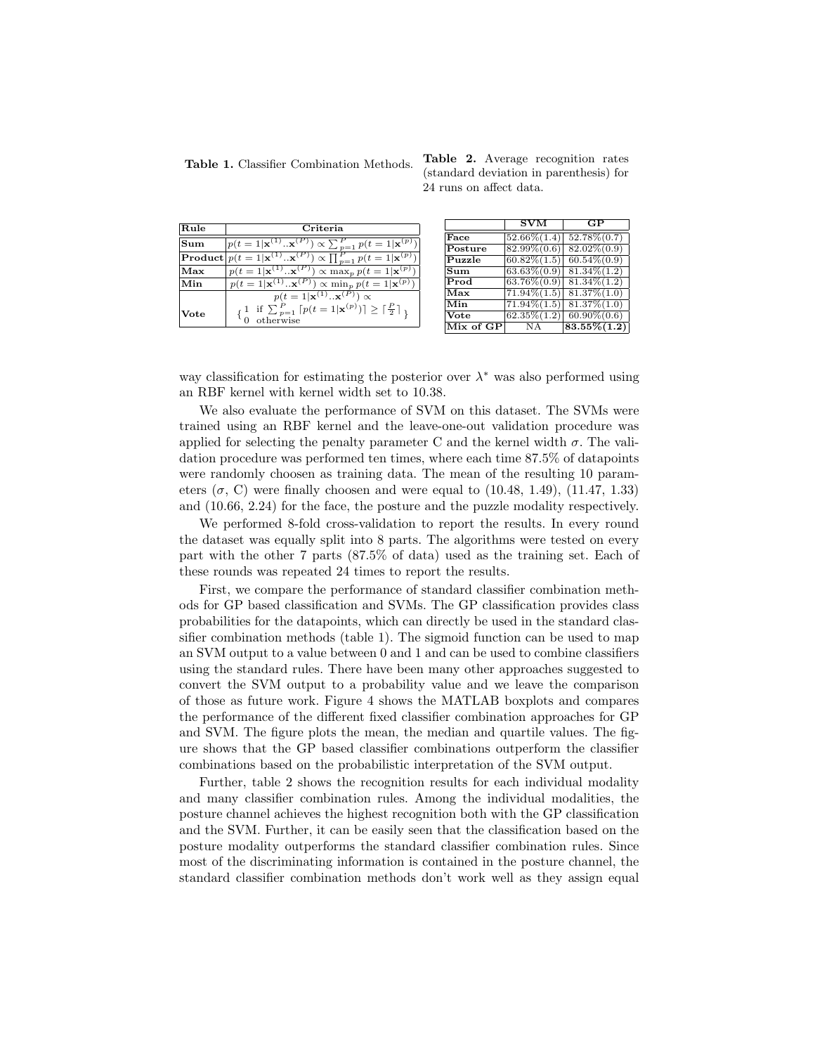**Table 1.** Classifier Combination Methods.

| Rule | Criteria |
|---|---|
| **Sum** | $p(t=1\vert\mathbf{x}^{(1)}..\mathbf{x}^{(P)}) \propto \sum_{p=1}^{P} p(t=1\vert\mathbf{x}^{(p)})$ |
| **Product** | $p(t=1\vert\mathbf{x}^{(1)}..\mathbf{x}^{(P)}) \propto \prod_{p=1}^{P} p(t=1\vert\mathbf{x}^{(p)})$ |
| **Max** | $p(t=1\vert\mathbf{x}^{(1)}..\mathbf{x}^{(P)}) \propto \max_p p(t=1\vert\mathbf{x}^{(p)})$ |
| **Min** | $p(t=1\vert\mathbf{x}^{(1)}..\mathbf{x}^{(P)}) \propto \min_p p(t=1\vert\mathbf{x}^{(p)})$ |
| **Vote** | $p(t=1\vert\mathbf{x}^{(1)}..\mathbf{x}^{(P)}) \propto \{ \begin{smallmatrix} 1 & \text{if } \sum_{p=1}^{P} \lceil p(t=1\vert\mathbf{x}^{(p)}) \rceil \geq \lceil \frac{P}{2} \rceil \\ 0 & \text{otherwise} \end{smallmatrix} \}$ |

**Table 2.** Average recognition rates (standard deviation in parenthesis) for 24 runs on affect data.

| | SVM | GP |
|---|---|---|
| **Face** | 52.66%(1.4) | 52.78%(0.7) |
| **Posture** | 82.99%(0.6) | 82.02%(0.9) |
| **Puzzle** | 60.82%(1.5) | 60.54%(0.9) |
| **Sum** | 63.63%(0.9) | 81.34%(1.2) |
| **Prod** | 63.76%(0.9) | 81.34%(1.2) |
| **Max** | 71.94%(1.5) | 81.37%(1.0) |
| **Min** | 71.94%(1.5) | 81.37%(1.0) |
| **Vote** | 62.35%(1.2) | 60.90%(0.6) |
| **Mix of GP** | NA | **83.55%(1.2)** |

way classification for estimating the posterior over $\lambda^*$ was also performed using an RBF kernel with kernel width set to 10.38.

We also evaluate the performance of SVM on this dataset. The SVMs were trained using an RBF kernel and the leave-one-out validation procedure was applied for selecting the penalty parameter C and the kernel width $\sigma$. The validation procedure was performed ten times, where each time 87.5% of datapoints were randomly choosen as training data. The mean of the resulting 10 parameters ($\sigma$, C) were finally choosen and were equal to (10.48, 1.49), (11.47, 1.33) and (10.66, 2.24) for the face, the posture and the puzzle modality respectively.

We performed 8-fold cross-validation to report the results. In every round the dataset was equally split into 8 parts. The algorithms were tested on every part with the other 7 parts (87.5% of data) used as the training set. Each of these rounds was repeated 24 times to report the results.

First, we compare the performance of standard classifier combination methods for GP based classification and SVMs. The GP classification provides class probabilities for the datapoints, which can directly be used in the standard classifier combination methods (table 1). The sigmoid function can be used to map an SVM output to a value between 0 and 1 and can be used to combine classifiers using the standard rules. There have been many other approaches suggested to convert the SVM output to a probability value and we leave the comparison of those as future work. Figure 4 shows the MATLAB boxplots and compares the performance of the different fixed classifier combination approaches for GP and SVM. The figure plots the mean, the median and quartile values. The figure shows that the GP based classifier combinations outperform the classifier combinations based on the probabilistic interpretation of the SVM output.

Further, table 2 shows the recognition results for each individual modality and many classifier combination rules. Among the individual modalities, the posture channel achieves the highest recognition both with the GP classification and the SVM. Further, it can be easily seen that the classification based on the posture modality outperforms the standard classifier combination rules. Since most of the discriminating information is contained in the posture channel, the standard classifier combination methods don't work well as they assign equal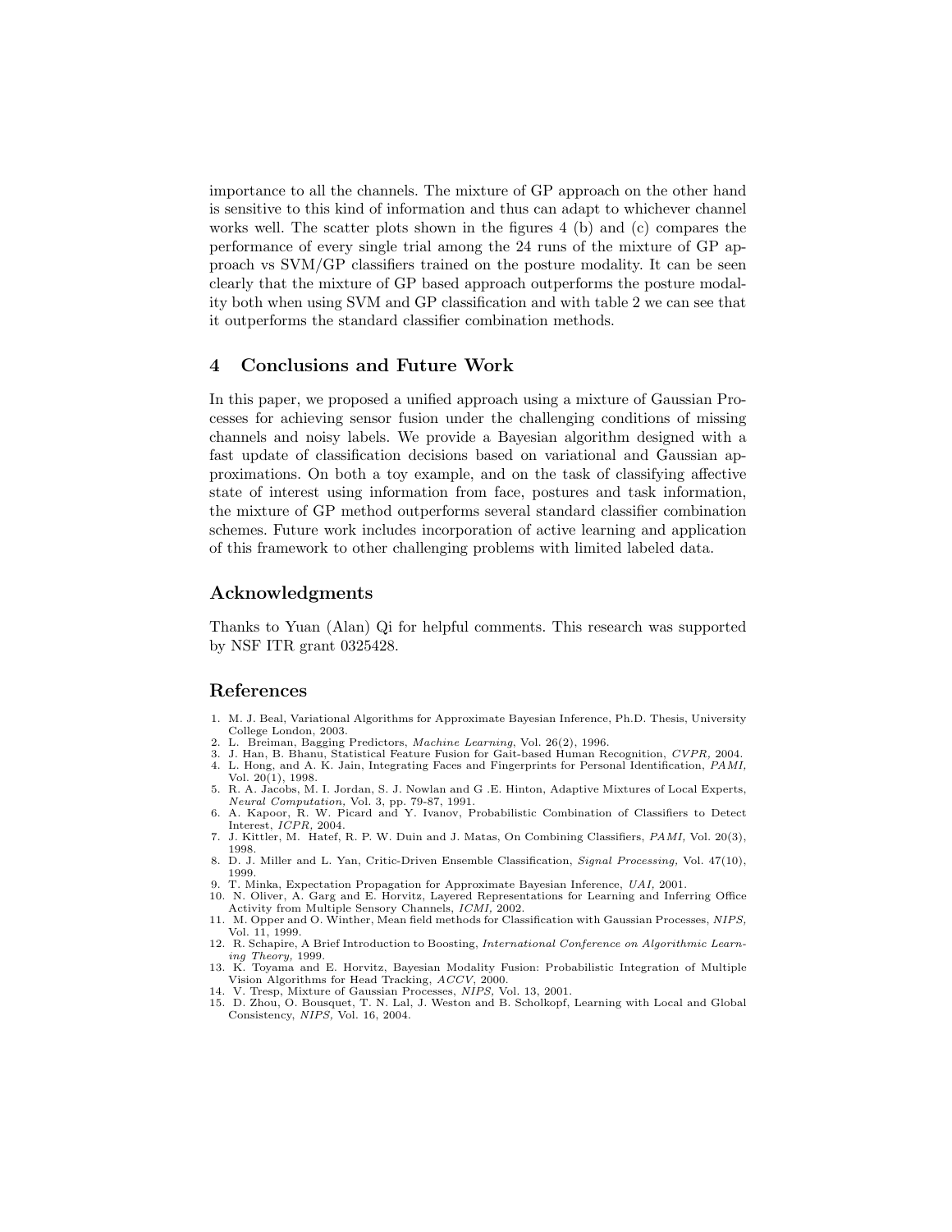importance to all the channels. The mixture of GP approach on the other hand is sensitive to this kind of information and thus can adapt to whichever channel works well. The scatter plots shown in the figures 4 (b) and (c) compares the performance of every single trial among the 24 runs of the mixture of GP approach vs SVM/GP classifiers trained on the posture modality. It can be seen clearly that the mixture of GP based approach outperforms the posture modality both when using SVM and GP classification and with table 2 we can see that it outperforms the standard classifier combination methods.

## 4 Conclusions and Future Work

In this paper, we proposed a unified approach using a mixture of Gaussian Processes for achieving sensor fusion under the challenging conditions of missing channels and noisy labels. We provide a Bayesian algorithm designed with a fast update of classification decisions based on variational and Gaussian approximations. On both a toy example, and on the task of classifying affective state of interest using information from face, postures and task information, the mixture of GP method outperforms several standard classifier combination schemes. Future work includes incorporation of active learning and application of this framework to other challenging problems with limited labeled data.

## Acknowledgments

Thanks to Yuan (Alan) Qi for helpful comments. This research was supported by NSF ITR grant 0325428.

## References

1. M. J. Beal, Variational Algorithms for Approximate Bayesian Inference, Ph.D. Thesis, University College London, 2003.
2. L. Breiman, Bagging Predictors, *Machine Learning*, Vol. 26(2), 1996.
3. J. Han, B. Bhanu, Statistical Feature Fusion for Gait-based Human Recognition, *CVPR,* 2004.
4. L. Hong, and A. K. Jain, Integrating Faces and Fingerprints for Personal Identification, *PAMI,* Vol. 20(1), 1998.
5. R. A. Jacobs, M. I. Jordan, S. J. Nowlan and G .E. Hinton, Adaptive Mixtures of Local Experts, *Neural Computation,* Vol. 3, pp. 79-87, 1991.
6. A. Kapoor, R. W. Picard and Y. Ivanov, Probabilistic Combination of Classifiers to Detect Interest, *ICPR,* 2004.
7. J. Kittler, M. Hatef, R. P. W. Duin and J. Matas, On Combining Classifiers, *PAMI,* Vol. 20(3), 1998.
8. D. J. Miller and L. Yan, Critic-Driven Ensemble Classification, *Signal Processing,* Vol. 47(10), 1999.
9. T. Minka, Expectation Propagation for Approximate Bayesian Inference, *UAI,* 2001.
10. N. Oliver, A. Garg and E. Horvitz, Layered Representations for Learning and Inferring Office Activity from Multiple Sensory Channels, *ICMI,* 2002.
11. M. Opper and O. Winther, Mean field methods for Classification with Gaussian Processes, *NIPS,* Vol. 11, 1999.
12. R. Schapire, A Brief Introduction to Boosting, *International Conference on Algorithmic Learning Theory,* 1999.
13. K. Toyama and E. Horvitz, Bayesian Modality Fusion: Probabilistic Integration of Multiple Vision Algorithms for Head Tracking, *ACCV*, 2000.
14. V. Tresp, Mixture of Gaussian Processes, *NIPS*, Vol. 13, 2001.
15. D. Zhou, O. Bousquet, T. N. Lal, J. Weston and B. Scholkopf, Learning with Local and Global Consistency, *NIPS,* Vol. 16, 2004.